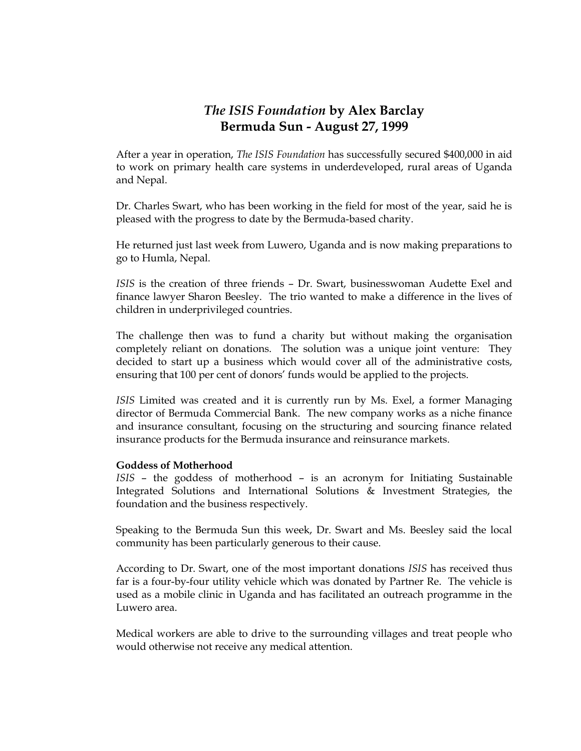# *The ISIS Foundation* by Alex Barclay
## Bermuda Sun - August 27, 1999

After a year in operation, *The ISIS Foundation* has successfully secured $400,000 in aid to work on primary health care systems in underdeveloped, rural areas of Uganda and Nepal.

Dr. Charles Swart, who has been working in the field for most of the year, said he is pleased with the progress to date by the Bermuda-based charity.

He returned just last week from Luwero, Uganda and is now making preparations to go to Humla, Nepal.

*ISIS* is the creation of three friends – Dr. Swart, businesswoman Audette Exel and finance lawyer Sharon Beesley. The trio wanted to make a difference in the lives of children in underprivileged countries.

The challenge then was to fund a charity but without making the organisation completely reliant on donations. The solution was a unique joint venture: They decided to start up a business which would cover all of the administrative costs, ensuring that 100 per cent of donors' funds would be applied to the projects.

*ISIS* Limited was created and it is currently run by Ms. Exel, a former Managing director of Bermuda Commercial Bank. The new company works as a niche finance and insurance consultant, focusing on the structuring and sourcing finance related insurance products for the Bermuda insurance and reinsurance markets.

**Goddess of Motherhood**

*ISIS* – the goddess of motherhood – is an acronym for Initiating Sustainable Integrated Solutions and International Solutions & Investment Strategies, the foundation and the business respectively.

Speaking to the Bermuda Sun this week, Dr. Swart and Ms. Beesley said the local community has been particularly generous to their cause.

According to Dr. Swart, one of the most important donations *ISIS* has received thus far is a four-by-four utility vehicle which was donated by Partner Re. The vehicle is used as a mobile clinic in Uganda and has facilitated an outreach programme in the Luwero area.

Medical workers are able to drive to the surrounding villages and treat people who would otherwise not receive any medical attention.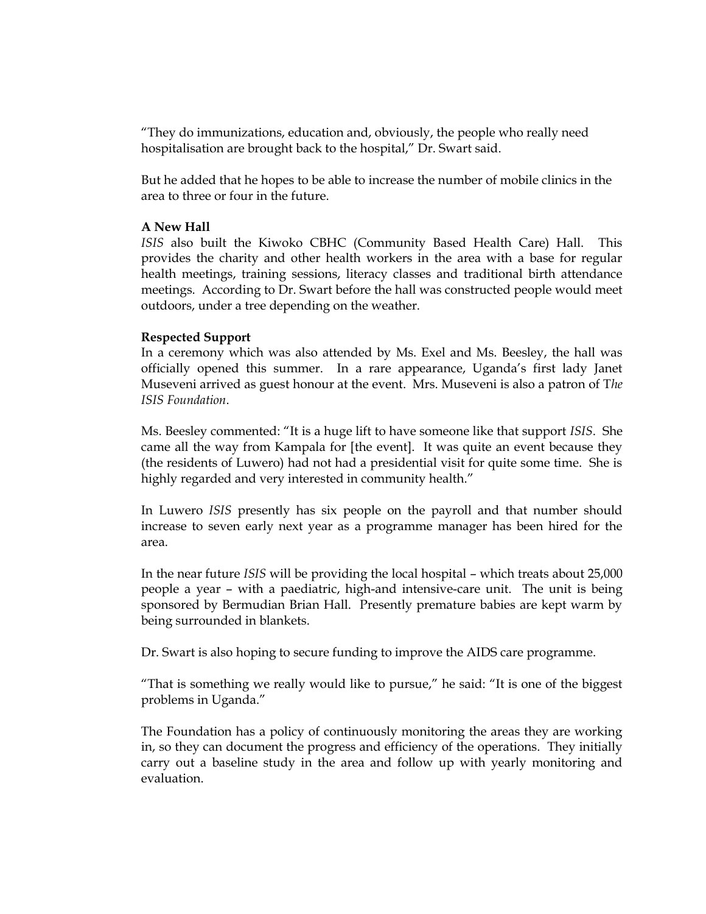"They do immunizations, education and, obviously, the people who really need hospitalisation are brought back to the hospital," Dr. Swart said.

But he added that he hopes to be able to increase the number of mobile clinics in the area to three or four in the future.

**A New Hall**

*ISIS* also built the Kiwoko CBHC (Community Based Health Care) Hall. This provides the charity and other health workers in the area with a base for regular health meetings, training sessions, literacy classes and traditional birth attendance meetings. According to Dr. Swart before the hall was constructed people would meet outdoors, under a tree depending on the weather.

**Respected Support**

In a ceremony which was also attended by Ms. Exel and Ms. Beesley, the hall was officially opened this summer. In a rare appearance, Uganda's first lady Janet Museveni arrived as guest honour at the event. Mrs. Museveni is also a patron of T*he ISIS Foundation*.

Ms. Beesley commented: "It is a huge lift to have someone like that support *ISIS*. She came all the way from Kampala for [the event]. It was quite an event because they (the residents of Luwero) had not had a presidential visit for quite some time. She is highly regarded and very interested in community health."

In Luwero *ISIS* presently has six people on the payroll and that number should increase to seven early next year as a programme manager has been hired for the area.

In the near future *ISIS* will be providing the local hospital – which treats about 25,000 people a year – with a paediatric, high-and intensive-care unit. The unit is being sponsored by Bermudian Brian Hall. Presently premature babies are kept warm by being surrounded in blankets.

Dr. Swart is also hoping to secure funding to improve the AIDS care programme.

"That is something we really would like to pursue," he said: "It is one of the biggest problems in Uganda."

The Foundation has a policy of continuously monitoring the areas they are working in, so they can document the progress and efficiency of the operations. They initially carry out a baseline study in the area and follow up with yearly monitoring and evaluation.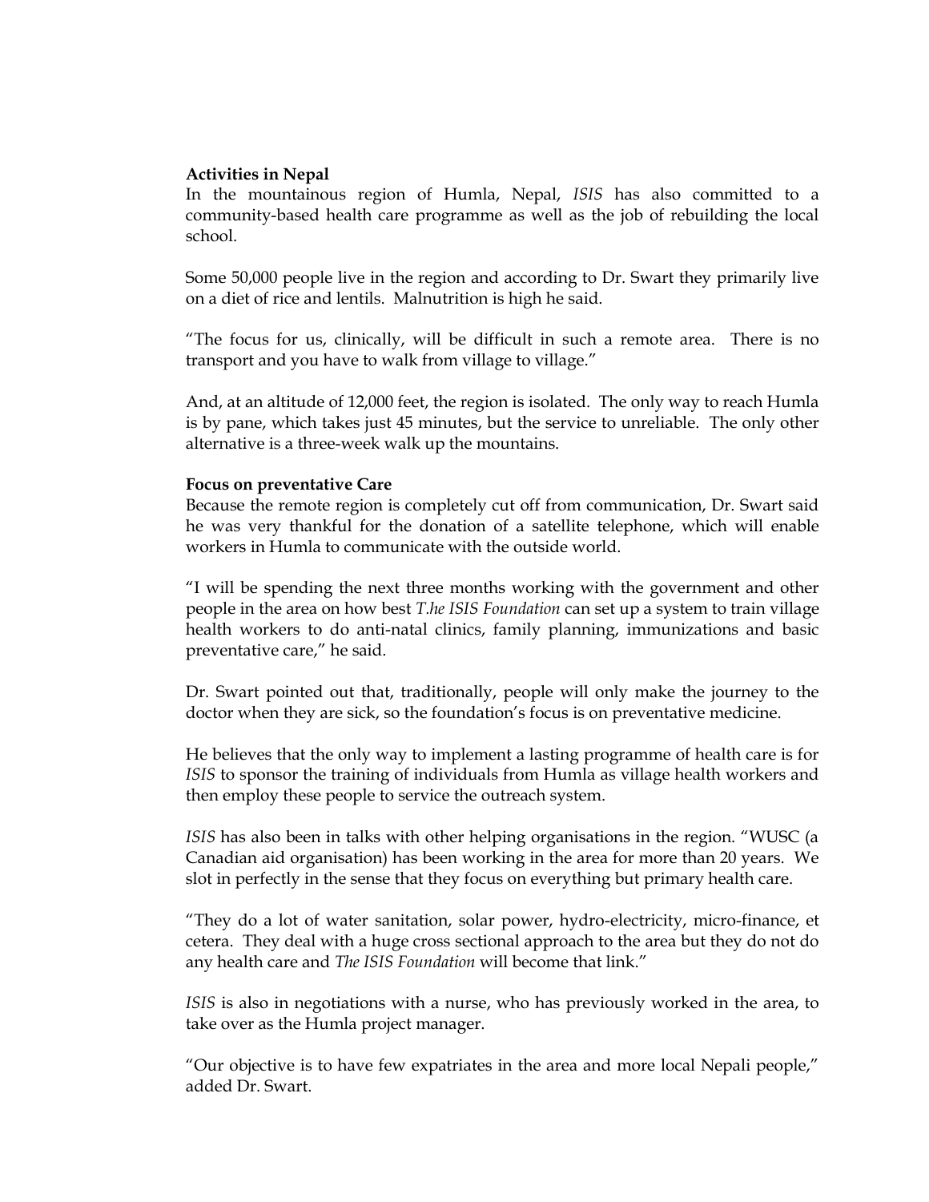**Activities in Nepal**

In the mountainous region of Humla, Nepal, *ISIS* has also committed to a community-based health care programme as well as the job of rebuilding the local school.

Some 50,000 people live in the region and according to Dr. Swart they primarily live on a diet of rice and lentils. Malnutrition is high he said.

"The focus for us, clinically, will be difficult in such a remote area. There is no transport and you have to walk from village to village."

And, at an altitude of 12,000 feet, the region is isolated. The only way to reach Humla is by pane, which takes just 45 minutes, but the service to unreliable. The only other alternative is a three-week walk up the mountains.

**Focus on preventative Care**

Because the remote region is completely cut off from communication, Dr. Swart said he was very thankful for the donation of a satellite telephone, which will enable workers in Humla to communicate with the outside world.

"I will be spending the next three months working with the government and other people in the area on how best *T.he ISIS Foundation* can set up a system to train village health workers to do anti-natal clinics, family planning, immunizations and basic preventative care," he said.

Dr. Swart pointed out that, traditionally, people will only make the journey to the doctor when they are sick, so the foundation's focus is on preventative medicine.

He believes that the only way to implement a lasting programme of health care is for *ISIS* to sponsor the training of individuals from Humla as village health workers and then employ these people to service the outreach system.

*ISIS* has also been in talks with other helping organisations in the region. "WUSC (a Canadian aid organisation) has been working in the area for more than 20 years. We slot in perfectly in the sense that they focus on everything but primary health care.

"They do a lot of water sanitation, solar power, hydro-electricity, micro-finance, et cetera. They deal with a huge cross sectional approach to the area but they do not do any health care and *The ISIS Foundation* will become that link."

*ISIS* is also in negotiations with a nurse, who has previously worked in the area, to take over as the Humla project manager.

"Our objective is to have few expatriates in the area and more local Nepali people," added Dr. Swart.